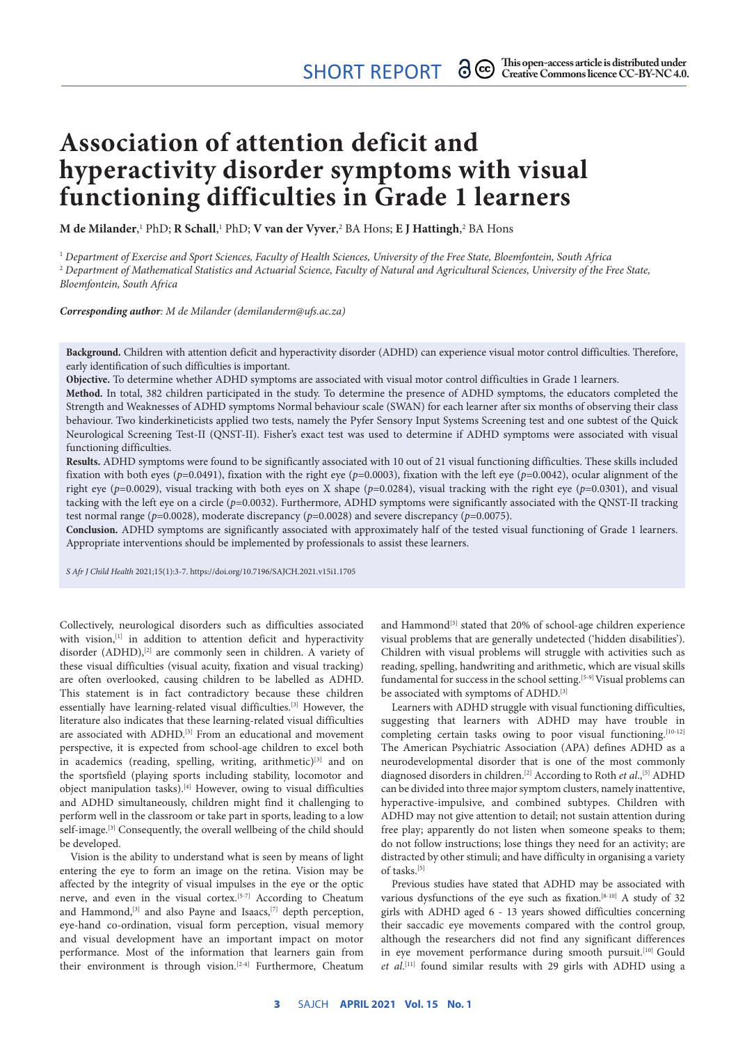SHORT REPORT

This open-access article is distributed under Creative Commons licence CC-BY-NC 4.0.

# Association of attention deficit and hyperactivity disorder symptoms with visual functioning difficulties in Grade 1 learners

**M de Milander**,[1] PhD; **R Schall**,[1] PhD; **V van der Vyver**,[2] BA Hons; **E J Hattingh**,[2] BA Hons

[1] *Department of Exercise and Sport Sciences, Faculty of Health Sciences, University of the Free State, Bloemfontein, South Africa*
[2] *Department of Mathematical Statistics and Actuarial Science, Faculty of Natural and Agricultural Sciences, University of the Free State, Bloemfontein, South Africa*

***Corresponding author****: M de Milander (demilanderm@ufs.ac.za)*

**Background.** Children with attention deficit and hyperactivity disorder (ADHD) can experience visual motor control difficulties. Therefore, early identification of such difficulties is important.

**Objective.** To determine whether ADHD symptoms are associated with visual motor control difficulties in Grade 1 learners.

**Method.** In total, 382 children participated in the study. To determine the presence of ADHD symptoms, the educators completed the Strength and Weaknesses of ADHD symptoms Normal behaviour scale (SWAN) for each learner after six months of observing their class behaviour. Two kinderkineticists applied two tests, namely the Pyfer Sensory Input Systems Screening test and one subtest of the Quick Neurological Screening Test-II (QNST-II). Fisher's exact test was used to determine if ADHD symptoms were associated with visual functioning difficulties.

**Results.** ADHD symptoms were found to be significantly associated with 10 out of 21 visual functioning difficulties. These skills included fixation with both eyes ($p$=0.0491), fixation with the right eye ($p$=0.0003), fixation with the left eye ($p$=0.0042), ocular alignment of the right eye ($p$=0.0029), visual tracking with both eyes on X shape ($p$=0.0284), visual tracking with the right eye ($p$=0.0301), and visual tacking with the left eye on a circle ($p$=0.0032). Furthermore, ADHD symptoms were significantly associated with the QNST-II tracking test normal range ($p$=0.0028), moderate discrepancy ($p$=0.0028) and severe discrepancy ($p$=0.0075).

**Conclusion.** ADHD symptoms are significantly associated with approximately half of the tested visual functioning of Grade 1 learners. Appropriate interventions should be implemented by professionals to assist these learners.

*S Afr J Child Health* 2021;15(1):3-7. https://doi.org/10.7196/SAJCH.2021.v15i1.1705

Collectively, neurological disorders such as difficulties associated with vision,[1] in addition to attention deficit and hyperactivity disorder (ADHD),[2] are commonly seen in children. A variety of these visual difficulties (visual acuity, fixation and visual tracking) are often overlooked, causing children to be labelled as ADHD. This statement is in fact contradictory because these children essentially have learning-related visual difficulties.[3] However, the literature also indicates that these learning-related visual difficulties are associated with ADHD.[3] From an educational and movement perspective, it is expected from school-age children to excel both in academics (reading, spelling, writing, arithmetic)[3] and on the sportsfield (playing sports including stability, locomotor and object manipulation tasks).[4] However, owing to visual difficulties and ADHD simultaneously, children might find it challenging to perform well in the classroom or take part in sports, leading to a low self-image.[3] Consequently, the overall wellbeing of the child should be developed.

Vision is the ability to understand what is seen by means of light entering the eye to form an image on the retina. Vision may be affected by the integrity of visual impulses in the eye or the optic nerve, and even in the visual cortex.[5-7] According to Cheatum and Hammond,[3] and also Payne and Isaacs,[7] depth perception, eye-hand co-ordination, visual form perception, visual memory and visual development have an important impact on motor performance. Most of the information that learners gain from their environment is through vision.[2-4] Furthermore, Cheatum and Hammond[3] stated that 20% of school-age children experience visual problems that are generally undetected ('hidden disabilities'). Children with visual problems will struggle with activities such as reading, spelling, handwriting and arithmetic, which are visual skills fundamental for success in the school setting.[5-9] Visual problems can be associated with symptoms of ADHD.[3]

Learners with ADHD struggle with visual functioning difficulties, suggesting that learners with ADHD may have trouble in completing certain tasks owing to poor visual functioning.[10-12] The American Psychiatric Association (APA) defines ADHD as a neurodevelopmental disorder that is one of the most commonly diagnosed disorders in children.[2] According to Roth *et al*.,[5] ADHD can be divided into three major symptom clusters, namely inattentive, hyperactive-impulsive, and combined subtypes. Children with ADHD may not give attention to detail; not sustain attention during free play; apparently do not listen when someone speaks to them; do not follow instructions; lose things they need for an activity; are distracted by other stimuli; and have difficulty in organising a variety of tasks.[5]

Previous studies have stated that ADHD may be associated with various dysfunctions of the eye such as fixation.[8-10] A study of 32 girls with ADHD aged 6 - 13 years showed difficulties concerning their saccadic eye movements compared with the control group, although the researchers did not find any significant differences in eye movement performance during smooth pursuit.[10] Gould *et al*.[11] found similar results with 29 girls with ADHD using a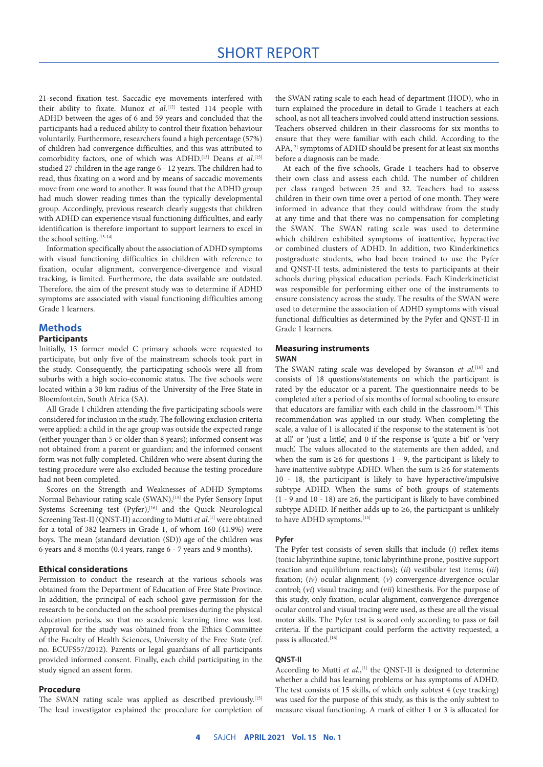21-second fixation test. Saccadic eye movements interfered with their ability to fixate. Munoz *et al.*[12] tested 114 people with ADHD between the ages of 6 and 59 years and concluded that the participants had a reduced ability to control their fixation behaviour voluntarily. Furthermore, researchers found a high percentage (57%) of children had convergence difficulties, and this was attributed to comorbidity factors, one of which was ADHD.[13] Deans *et al.*[15] studied 27 children in the age range 6 - 12 years. The children had to read, thus fixating on a word and by means of saccadic movements move from one word to another. It was found that the ADHD group had much slower reading times than the typically developmental group. Accordingly, previous research clearly suggests that children with ADHD can experience visual functioning difficulties, and early identification is therefore important to support learners to excel in the school setting.[13-14]

Information specifically about the association of ADHD symptoms with visual functioning difficulties in children with reference to fixation, ocular alignment, convergence-divergence and visual tracking, is limited. Furthermore, the data available are outdated. Therefore, the aim of the present study was to determine if ADHD symptoms are associated with visual functioning difficulties among Grade 1 learners.

## Methods

### Participants

Initially, 13 former model C primary schools were requested to participate, but only five of the mainstream schools took part in the study. Consequently, the participating schools were all from suburbs with a high socio-economic status. The five schools were located within a 30 km radius of the University of the Free State in Bloemfontein, South Africa (SA).

All Grade 1 children attending the five participating schools were considered for inclusion in the study. The following exclusion criteria were applied: a child in the age group was outside the expected range (either younger than 5 or older than 8 years); informed consent was not obtained from a parent or guardian; and the informed consent form was not fully completed. Children who were absent during the testing procedure were also excluded because the testing procedure had not been completed.

Scores on the Strength and Weaknesses of ADHD Symptoms Normal Behaviour rating scale (SWAN),[15] the Pyfer Sensory Input Systems Screening test (Pyfer),[16] and the Quick Neurological Screening Test-II (QNST-II) according to Mutti *et al.*[1] were obtained for a total of 382 learners in Grade 1, of whom 160 (41.9%) were boys. The mean (standard deviation (SD)) age of the children was 6 years and 8 months (0.4 years, range 6 - 7 years and 9 months).

### Ethical considerations

Permission to conduct the research at the various schools was obtained from the Department of Education of Free State Province. In addition, the principal of each school gave permission for the research to be conducted on the school premises during the physical education periods, so that no academic learning time was lost. Approval for the study was obtained from the Ethics Committee of the Faculty of Health Sciences, University of the Free State (ref. no. ECUFS57/2012). Parents or legal guardians of all participants provided informed consent. Finally, each child participating in the study signed an assent form.

### Procedure

The SWAN rating scale was applied as described previously.[15] The lead investigator explained the procedure for completion of the SWAN rating scale to each head of department (HOD), who in turn explained the procedure in detail to Grade 1 teachers at each school, as not all teachers involved could attend instruction sessions. Teachers observed children in their classrooms for six months to ensure that they were familiar with each child. According to the APA,[2] symptoms of ADHD should be present for at least six months before a diagnosis can be made.

At each of the five schools, Grade 1 teachers had to observe their own class and assess each child. The number of children per class ranged between 25 and 32. Teachers had to assess children in their own time over a period of one month. They were informed in advance that they could withdraw from the study at any time and that there was no compensation for completing the SWAN. The SWAN rating scale was used to determine which children exhibited symptoms of inattentive, hyperactive or combined clusters of ADHD. In addition, two Kinderkinetics postgraduate students, who had been trained to use the Pyfer and QNST-II tests, administered the tests to participants at their schools during physical education periods. Each Kinderkineticist was responsible for performing either one of the instruments to ensure consistency across the study. The results of the SWAN were used to determine the association of ADHD symptoms with visual functional difficulties as determined by the Pyfer and QNST-II in Grade 1 learners.

### Measuring instruments

#### SWAN

The SWAN rating scale was developed by Swanson *et al.*[16] and consists of 18 questions/statements on which the participant is rated by the educator or a parent. The questionnaire needs to be completed after a period of six months of formal schooling to ensure that educators are familiar with each child in the classroom.[5] This recommendation was applied in our study. When completing the scale, a value of 1 is allocated if the response to the statement is 'not at all' or 'just a little', and 0 if the response is 'quite a bit' or 'very much'. The values allocated to the statements are then added, and when the sum is ≥6 for questions 1 - 9, the participant is likely to have inattentive subtype ADHD. When the sum is ≥6 for statements 10 - 18, the participant is likely to have hyperactive/impulsive subtype ADHD. When the sums of both groups of statements (1 - 9 and 10 - 18) are ≥6, the participant is likely to have combined subtype ADHD. If neither adds up to ≥6, the participant is unlikely to have ADHD symptoms.[15]

#### Pyfer

The Pyfer test consists of seven skills that include (*i*) reflex items (tonic labyrinthine supine, tonic labyrinthine prone, positive support reaction and equilibrium reactions); (*ii*) vestibular test items; (*iii*) fixation; (*iv*) ocular alignment; (*v*) convergence-divergence ocular control; (*vi*) visual tracing; and (*vii*) kinesthesis. For the purpose of this study, only fixation, ocular alignment, convergence-divergence ocular control and visual tracing were used, as these are all the visual motor skills. The Pyfer test is scored only according to pass or fail criteria. If the participant could perform the activity requested, a pass is allocated.[16]

#### QNST-II

According to Mutti *et al.*,[1] the QNST-II is designed to determine whether a child has learning problems or has symptoms of ADHD. The test consists of 15 skills, of which only subtest 4 (eye tracking) was used for the purpose of this study, as this is the only subtest to measure visual functioning. A mark of either 1 or 3 is allocated for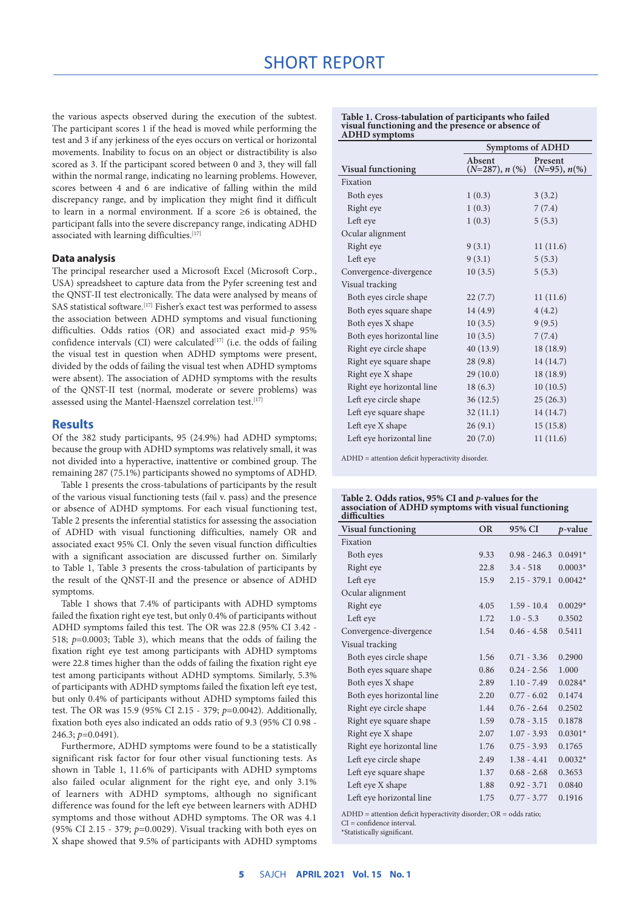the various aspects observed during the execution of the subtest. The participant scores 1 if the head is moved while performing the test and 3 if any jerkiness of the eyes occurs on vertical or horizontal movements. Inability to focus on an object or distractibility is also scored as 3. If the participant scored between 0 and 3, they will fall within the normal range, indicating no learning problems. However, scores between 4 and 6 are indicative of falling within the mild discrepancy range, and by implication they might find it difficult to learn in a normal environment. If a score ≥6 is obtained, the participant falls into the severe discrepancy range, indicating ADHD associated with learning difficulties.[17]

### Data analysis

The principal researcher used a Microsoft Excel (Microsoft Corp., USA) spreadsheet to capture data from the Pyfer screening test and the QNST-II test electronically. The data were analysed by means of SAS statistical software.[17] Fisher's exact test was performed to assess the association between ADHD symptoms and visual functioning difficulties. Odds ratios (OR) and associated exact mid-*p* 95% confidence intervals (CI) were calculated[17] (i.e. the odds of failing the visual test in question when ADHD symptoms were present, divided by the odds of failing the visual test when ADHD symptoms were absent). The association of ADHD symptoms with the results of the QNST-II test (normal, moderate or severe problems) was assessed using the Mantel-Haenszel correlation test.[17]

## Results

Of the 382 study participants, 95 (24.9%) had ADHD symptoms; because the group with ADHD symptoms was relatively small, it was not divided into a hyperactive, inattentive or combined group. The remaining 287 (75.1%) participants showed no symptoms of ADHD.

Table 1 presents the cross-tabulations of participants by the result of the various visual functioning tests (fail v. pass) and the presence or absence of ADHD symptoms. For each visual functioning test, Table 2 presents the inferential statistics for assessing the association of ADHD with visual functioning difficulties, namely OR and associated exact 95% CI. Only the seven visual function difficulties with a significant association are discussed further on. Similarly to Table 1, Table 3 presents the cross-tabulation of participants by the result of the QNST-II and the presence or absence of ADHD symptoms.

Table 1 shows that 7.4% of participants with ADHD symptoms failed the fixation right eye test, but only 0.4% of participants without ADHD symptoms failed this test. The OR was 22.8 (95% CI 3.42 - 518; *p*=0.0003; Table 3), which means that the odds of failing the fixation right eye test among participants with ADHD symptoms were 22.8 times higher than the odds of failing the fixation right eye test among participants without ADHD symptoms. Similarly, 5.3% of participants with ADHD symptoms failed the fixation left eye test, but only 0.4% of participants without ADHD symptoms failed this test. The OR was 15.9 (95% CI 2.15 - 379; *p*=0.0042). Additionally, fixation both eyes also indicated an odds ratio of 9.3 (95% CI 0.98 - 246.3; *p*=0.0491).

Furthermore, ADHD symptoms were found to be a statistically significant risk factor for four other visual functioning tests. As shown in Table 1, 11.6% of participants with ADHD symptoms also failed ocular alignment for the right eye, and only 3.1% of learners with ADHD symptoms, although no significant difference was found for the left eye between learners with ADHD symptoms and those without ADHD symptoms. The OR was 4.1 (95% CI 2.15 - 379; *p*=0.0029). Visual tracking with both eyes on X shape showed that 9.5% of participants with ADHD symptoms

**Table 1. Cross-tabulation of participants who failed visual functioning and the presence or absence of ADHD symptoms**

| Visual functioning | Symptoms of ADHD | |
|---|---|---|
| | Absent (*N*=287), *n* (%) | Present (*N*=95), *n*(%) |
| Fixation | | |
| Both eyes | 1 (0.3) | 3 (3.2) |
| Right eye | 1 (0.3) | 7 (7.4) |
| Left eye | 1 (0.3) | 5 (5.3) |
| Ocular alignment | | |
| Right eye | 9 (3.1) | 11 (11.6) |
| Left eye | 9 (3.1) | 5 (5.3) |
| Convergence-divergence | 10 (3.5) | 5 (5.3) |
| Visual tracking | | |
| Both eyes circle shape | 22 (7.7) | 11 (11.6) |
| Both eyes square shape | 14 (4.9) | 4 (4.2) |
| Both eyes X shape | 10 (3.5) | 9 (9.5) |
| Both eyes horizontal line | 10 (3.5) | 7 (7.4) |
| Right eye circle shape | 40 (13.9) | 18 (18.9) |
| Right eye square shape | 28 (9.8) | 14 (14.7) |
| Right eye X shape | 29 (10.0) | 18 (18.9) |
| Right eye horizontal line | 18 (6.3) | 10 (10.5) |
| Left eye circle shape | 36 (12.5) | 25 (26.3) |
| Left eye square shape | 32 (11.1) | 14 (14.7) |
| Left eye X shape | 26 (9.1) | 15 (15.8) |
| Left eye horizontal line | 20 (7.0) | 11 (11.6) |

ADHD = attention deficit hyperactivity disorder.

**Table 2. Odds ratios, 95% CI and *p*-values for the association of ADHD symptoms with visual functioning difficulties**

| Visual functioning | OR | 95% CI | *p*-value |
|---|---|---|---|
| Fixation | | | |
| Both eyes | 9.33 | 0.98 - 246.3 | 0.0491* |
| Right eye | 22.8 | 3.4 - 518 | 0.0003* |
| Left eye | 15.9 | 2.15 - 379.1 | 0.0042* |
| Ocular alignment | | | |
| Right eye | 4.05 | 1.59 - 10.4 | 0.0029* |
| Left eye | 1.72 | 1.0 - 5.3 | 0.3502 |
| Convergence-divergence | 1.54 | 0.46 - 4.58 | 0.5411 |
| Visual tracking | | | |
| Both eyes circle shape | 1.56 | 0.71 - 3.36 | 0.2900 |
| Both eyes square shape | 0.86 | 0.24 - 2.56 | 1.000 |
| Both eyes X shape | 2.89 | 1.10 - 7.49 | 0.0284* |
| Both eyes horizontal line | 2.20 | 0.77 - 6.02 | 0.1474 |
| Right eye circle shape | 1.44 | 0.76 - 2.64 | 0.2502 |
| Right eye square shape | 1.59 | 0.78 - 3.15 | 0.1878 |
| Right eye X shape | 2.07 | 1.07 - 3.93 | 0.0301* |
| Right eye horizontal line | 1.76 | 0.75 - 3.93 | 0.1765 |
| Left eye circle shape | 2.49 | 1.38 - 4.41 | 0.0032* |
| Left eye square shape | 1.37 | 0.68 - 2.68 | 0.3653 |
| Left eye X shape | 1.88 | 0.92 - 3.71 | 0.0840 |
| Left eye horizontal line | 1.75 | 0.77 - 3.77 | 0.1916 |

ADHD = attention deficit hyperactivity disorder; OR = odds ratio; CI = confidence interval.
*Statistically significant.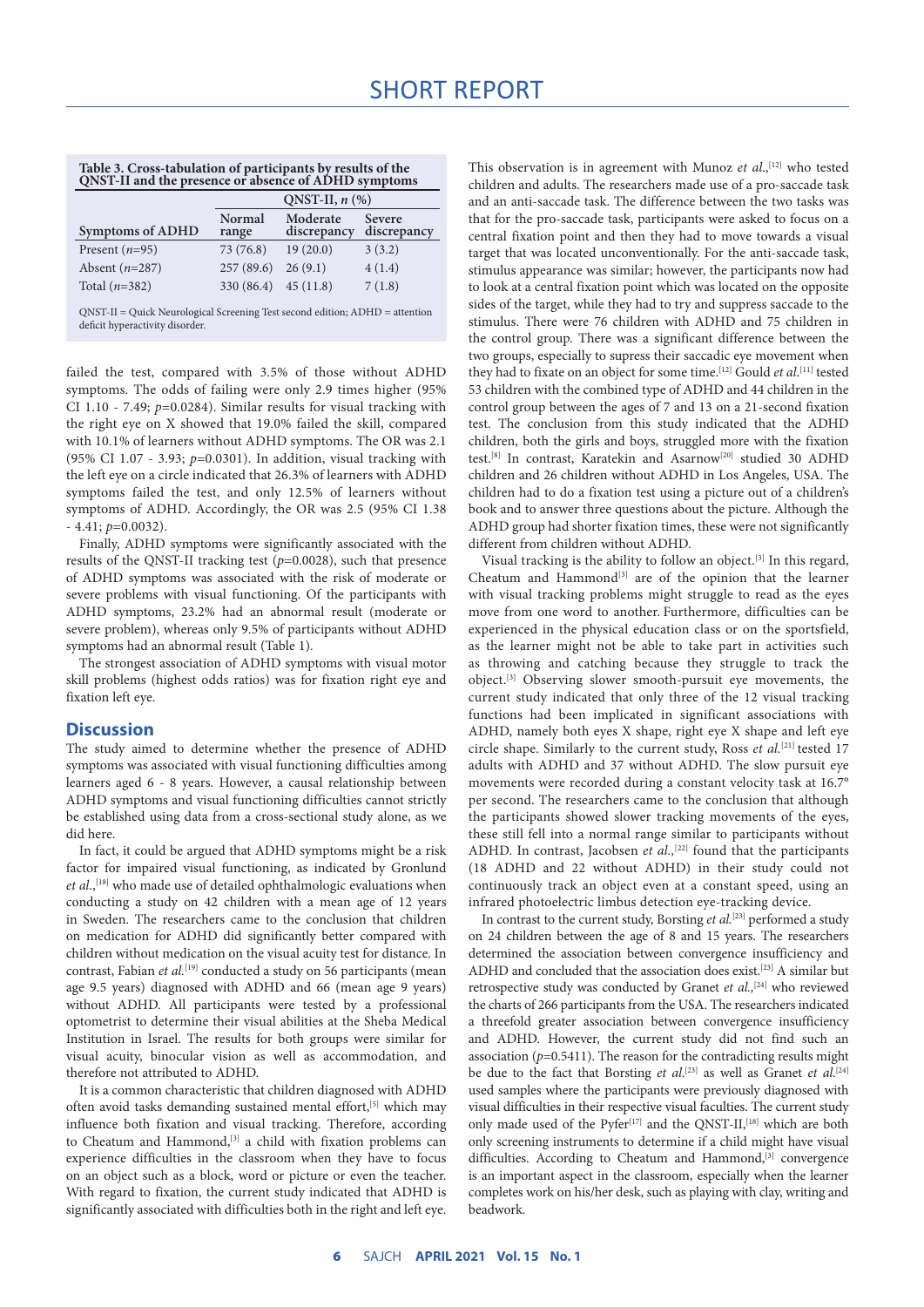**Table 3. Cross-tabulation of participants by results of the QNST-II and the presence or absence of ADHD symptoms**

| | QNST-II, *n* (%) | | |
|---|---|---|---|
| Symptoms of ADHD | Normal range | Moderate discrepancy | Severe discrepancy |
| Present (*n*=95) | 73 (76.8) | 19 (20.0) | 3 (3.2) |
| Absent (*n*=287) | 257 (89.6) | 26 (9.1) | 4 (1.4) |
| Total (*n*=382) | 330 (86.4) | 45 (11.8) | 7 (1.8) |

QNST-II = Quick Neurological Screening Test second edition; ADHD = attention deficit hyperactivity disorder.

failed the test, compared with 3.5% of those without ADHD symptoms. The odds of failing were only 2.9 times higher (95% CI 1.10 - 7.49; *p*=0.0284). Similar results for visual tracking with the right eye on X showed that 19.0% failed the skill, compared with 10.1% of learners without ADHD symptoms. The OR was 2.1 (95% CI 1.07 - 3.93; *p*=0.0301). In addition, visual tracking with the left eye on a circle indicated that 26.3% of learners with ADHD symptoms failed the test, and only 12.5% of learners without symptoms of ADHD. Accordingly, the OR was 2.5 (95% CI 1.38 - 4.41; *p*=0.0032).

Finally, ADHD symptoms were significantly associated with the results of the QNST-II tracking test (*p*=0.0028), such that presence of ADHD symptoms was associated with the risk of moderate or severe problems with visual functioning. Of the participants with ADHD symptoms, 23.2% had an abnormal result (moderate or severe problem), whereas only 9.5% of participants without ADHD symptoms had an abnormal result (Table 1).

The strongest association of ADHD symptoms with visual motor skill problems (highest odds ratios) was for fixation right eye and fixation left eye.

## Discussion

The study aimed to determine whether the presence of ADHD symptoms was associated with visual functioning difficulties among learners aged 6 - 8 years. However, a causal relationship between ADHD symptoms and visual functioning difficulties cannot strictly be established using data from a cross-sectional study alone, as we did here.

In fact, it could be argued that ADHD symptoms might be a risk factor for impaired visual functioning, as indicated by Gronlund *et al.*,[18] who made use of detailed ophthalmologic evaluations when conducting a study on 42 children with a mean age of 12 years in Sweden. The researchers came to the conclusion that children on medication for ADHD did significantly better compared with children without medication on the visual acuity test for distance. In contrast, Fabian *et al.*[19] conducted a study on 56 participants (mean age 9.5 years) diagnosed with ADHD and 66 (mean age 9 years) without ADHD. All participants were tested by a professional optometrist to determine their visual abilities at the Sheba Medical Institution in Israel. The results for both groups were similar for visual acuity, binocular vision as well as accommodation, and therefore not attributed to ADHD.

It is a common characteristic that children diagnosed with ADHD often avoid tasks demanding sustained mental effort,[5] which may influence both fixation and visual tracking. Therefore, according to Cheatum and Hammond,[3] a child with fixation problems can experience difficulties in the classroom when they have to focus on an object such as a block, word or picture or even the teacher. With regard to fixation, the current study indicated that ADHD is significantly associated with difficulties both in the right and left eye. This observation is in agreement with Munoz *et al.*,[12] who tested children and adults. The researchers made use of a pro-saccade task and an anti-saccade task. The difference between the two tasks was that for the pro-saccade task, participants were asked to focus on a central fixation point and then they had to move towards a visual target that was located unconventionally. For the anti-saccade task, stimulus appearance was similar; however, the participants now had to look at a central fixation point which was located on the opposite sides of the target, while they had to try and suppress saccade to the stimulus. There were 76 children with ADHD and 75 children in the control group. There was a significant difference between the two groups, especially to supress their saccadic eye movement when they had to fixate on an object for some time.[12] Gould *et al.*[11] tested 53 children with the combined type of ADHD and 44 children in the control group between the ages of 7 and 13 on a 21-second fixation test. The conclusion from this study indicated that the ADHD children, both the girls and boys, struggled more with the fixation test.[8] In contrast, Karatekin and Asarnow[20] studied 30 ADHD children and 26 children without ADHD in Los Angeles, USA. The children had to do a fixation test using a picture out of a children's book and to answer three questions about the picture. Although the ADHD group had shorter fixation times, these were not significantly different from children without ADHD.

Visual tracking is the ability to follow an object.[3] In this regard, Cheatum and Hammond[3] are of the opinion that the learner with visual tracking problems might struggle to read as the eyes move from one word to another. Furthermore, difficulties can be experienced in the physical education class or on the sportsfield, as the learner might not be able to take part in activities such as throwing and catching because they struggle to track the object.[3] Observing slower smooth-pursuit eye movements, the current study indicated that only three of the 12 visual tracking functions had been implicated in significant associations with ADHD, namely both eyes X shape, right eye X shape and left eye circle shape. Similarly to the current study, Ross *et al.*[21] tested 17 adults with ADHD and 37 without ADHD. The slow pursuit eye movements were recorded during a constant velocity task at 16.7° per second. The researchers came to the conclusion that although the participants showed slower tracking movements of the eyes, these still fell into a normal range similar to participants without ADHD. In contrast, Jacobsen *et al.*,[22] found that the participants (18 ADHD and 22 without ADHD) in their study could not continuously track an object even at a constant speed, using an infrared photoelectric limbus detection eye-tracking device.

In contrast to the current study, Borsting *et al.*[23] performed a study on 24 children between the age of 8 and 15 years. The researchers determined the association between convergence insufficiency and ADHD and concluded that the association does exist.[23] A similar but retrospective study was conducted by Granet *et al.*,[24] who reviewed the charts of 266 participants from the USA. The researchers indicated a threefold greater association between convergence insufficiency and ADHD. However, the current study did not find such an association (*p*=0.5411). The reason for the contradicting results might be due to the fact that Borsting *et al.*[23] as well as Granet *et al.*[24] used samples where the participants were previously diagnosed with visual difficulties in their respective visual faculties. The current study only made use of the Pyfer[17] and the QNST-II,[18] which are both only screening instruments to determine if a child might have visual difficulties. According to Cheatum and Hammond,[3] convergence is an important aspect in the classroom, especially when the learner completes work on his/her desk, such as playing with clay, writing and beadwork.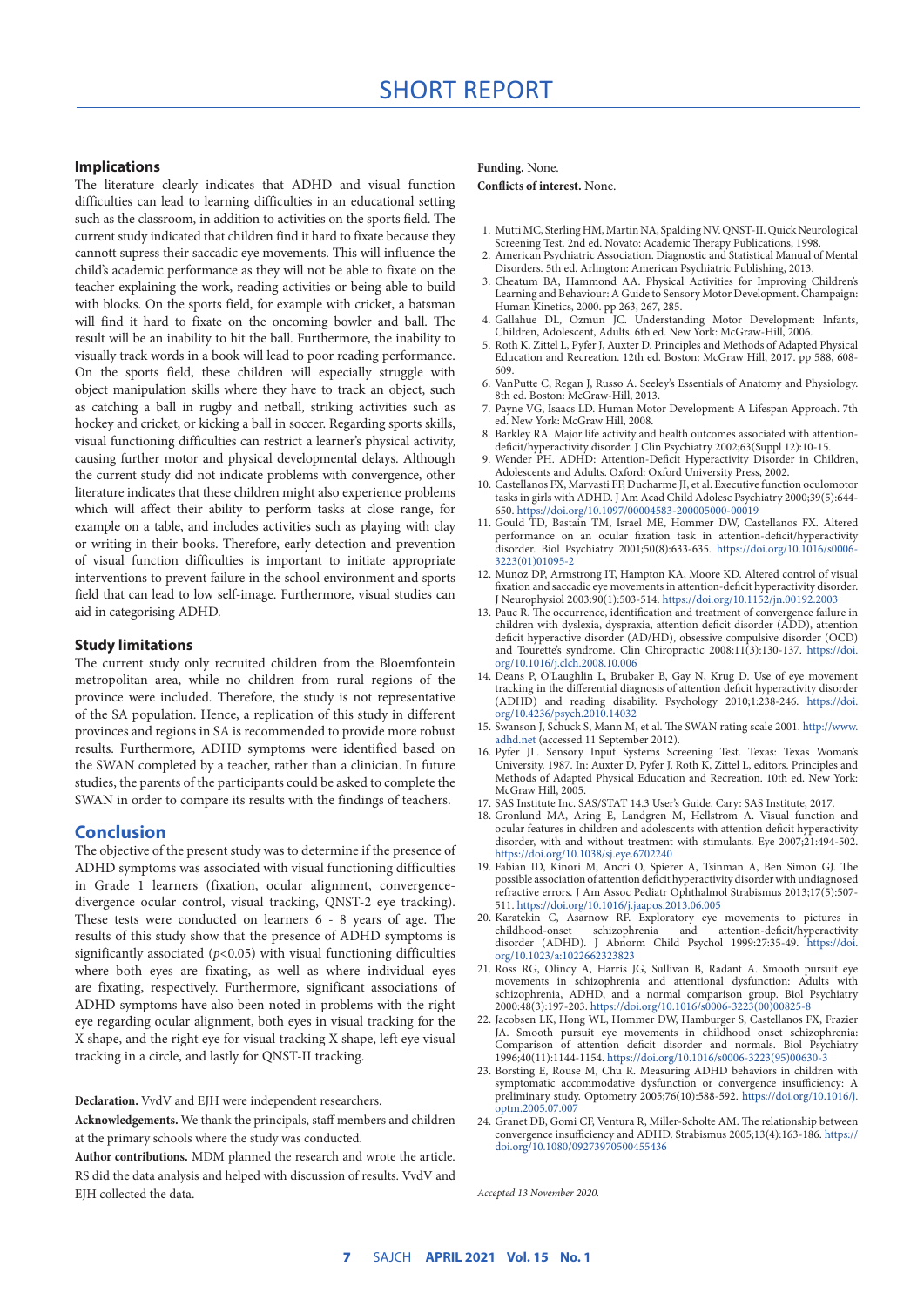## Implications

The literature clearly indicates that ADHD and visual function difficulties can lead to learning difficulties in an educational setting such as the classroom, in addition to activities on the sports field. The current study indicated that children find it hard to fixate because they cannot supress their saccadic eye movements. This will influence the child's academic performance as they will not be able to fixate on the teacher explaining the work, reading activities or being able to build with blocks. On the sports field, for example with cricket, a batsman will find it hard to fixate on the oncoming bowler and ball. The result will be an inability to hit the ball. Furthermore, the inability to visually track words in a book will lead to poor reading performance. On the sports field, these children will especially struggle with object manipulation skills where they have to track an object, such as catching a ball in rugby and netball, striking activities such as hockey and cricket, or kicking a ball in soccer. Regarding sports skills, visual functioning difficulties can restrict a learner's physical activity, causing further motor and physical developmental delays. Although the current study did not indicate problems with convergence, other literature indicates that these children might also experience problems which will affect their ability to perform tasks at close range, for example on a table, and includes activities such as playing with clay or writing in their books. Therefore, early detection and prevention of visual function difficulties is important to initiate appropriate interventions to prevent failure in the school environment and sports field that can lead to low self-image. Furthermore, visual studies can aid in categorising ADHD.

## Study limitations

The current study only recruited children from the Bloemfontein metropolitan area, while no children from rural regions of the province were included. Therefore, the study is not representative of the SA population. Hence, a replication of this study in different provinces and regions in SA is recommended to provide more robust results. Furthermore, ADHD symptoms were identified based on the SWAN completed by a teacher, rather than a clinician. In future studies, the parents of the participants could be asked to complete the SWAN in order to compare its results with the findings of teachers.

# Conclusion

The objective of the present study was to determine if the presence of ADHD symptoms was associated with visual functioning difficulties in Grade 1 learners (fixation, ocular alignment, convergence-divergence ocular control, visual tracking, QNST-2 eye tracking). These tests were conducted on learners 6 - 8 years of age. The results of this study show that the presence of ADHD symptoms is significantly associated ($p<0.05$) with visual functioning difficulties where both eyes are fixating, as well as where individual eyes are fixating, respectively. Furthermore, significant associations of ADHD symptoms have also been noted in problems with the right eye regarding ocular alignment, both eyes in visual tracking for the X shape, and the right eye for visual tracking X shape, left eye visual tracking in a circle, and lastly for QNST-II tracking.

**Declaration.** VvdV and EJH were independent researchers.

**Acknowledgements.** We thank the principals, staff members and children at the primary schools where the study was conducted.

**Author contributions.** MDM planned the research and wrote the article. RS did the data analysis and helped with discussion of results. VvdV and EJH collected the data.

**Funding.** None.

**Conflicts of interest.** None.

1. Mutti MC, Sterling HM, Martin NA, Spalding NV. QNST-II. Quick Neurological Screening Test. 2nd ed. Novato: Academic Therapy Publications, 1998.
2. American Psychiatric Association. Diagnostic and Statistical Manual of Mental Disorders. 5th ed. Arlington: American Psychiatric Publishing, 2013.
3. Cheatum BA, Hammond AA. Physical Activities for Improving Children's Learning and Behaviour: A Guide to Sensory Motor Development. Champaign: Human Kinetics, 2000. pp 263, 267, 285.
4. Gallahue DL, Ozmun JC. Understanding Motor Development: Infants, Children, Adolescent, Adults. 6th ed. New York: McGraw-Hill, 2006.
5. Roth K, Zittel L, Pyfer J, Auxter D. Principles and Methods of Adapted Physical Education and Recreation. 12th ed. Boston: McGraw Hill, 2017. pp 588, 608-609.
6. VanPutte C, Regan J, Russo A. Seeley's Essentials of Anatomy and Physiology. 8th ed. Boston: McGraw-Hill, 2013.
7. Payne VG, Isaacs LD. Human Motor Development: A Lifespan Approach. 7th ed. New York: McGraw Hill, 2008.
8. Barkley RA. Major life activity and health outcomes associated with attention-deficit/hyperactivity disorder. J Clin Psychiatry 2002;63(Suppl 12):10-15.
9. Wender PH. ADHD: Attention-Deficit Hyperactivity Disorder in Children, Adolescents and Adults. Oxford: Oxford University Press, 2002.
10. Castellanos FX, Marvasti FF, Ducharme JI, et al. Executive function oculomotor tasks in girls with ADHD. J Am Acad Child Adolesc Psychiatry 2000;39(5):644-650. https://doi.org/10.1097/00004583-200005000-00019
11. Gould TD, Bastain TM, Israel ME, Hommer DW, Castellanos FX. Altered performance on an ocular fixation task in attention-deficit/hyperactivity disorder. Biol Psychiatry 2001;50(8):633-635. https://doi.org/10.1016/s0006-3223(01)01095-2
12. Munoz DP, Armstrong IT, Hampton KA, Moore KD. Altered control of visual fixation and saccadic eye movements in attention-deficit hyperactivity disorder. J Neurophysiol 2003:90(1):503-514. https://doi.org/10.1152/jn.00192.2003
13. Pauc R. The occurrence, identification and treatment of convergence failure in children with dyslexia, dyspraxia, attention deficit disorder (ADD), attention deficit hyperactive disorder (AD/HD), obsessive compulsive disorder (OCD) and Tourette's syndrome. Clin Chiropractic 2008:11(3):130-137. https://doi.org/10.1016/j.clch.2008.10.006
14. Deans P, O'Laughlin L, Brubaker B, Gay N, Krug D. Use of eye movement tracking in the differential diagnosis of attention deficit hyperactivity disorder (ADHD) and reading disability. Psychology 2010;1:238-246. https://doi.org/10.4236/psych.2010.14032
15. Swanson J, Schuck S, Mann M, et al. The SWAN rating scale 2001. http://www.adhd.net (accessed 11 September 2012).
16. Pyfer JL. Sensory Input Systems Screening Test. Texas: Texas Woman's University. 1987. In: Auxter D, Pyfer J, Roth K, Zittel L, editors. Principles and Methods of Adapted Physical Education and Recreation. 10th ed. New York: McGraw Hill, 2005.
17. SAS Institute Inc. SAS/STAT 14.3 User's Guide. Cary: SAS Institute, 2017.
18. Gronlund MA, Aring E, Landgren M, Hellstrom A. Visual function and ocular features in children and adolescents with attention deficit hyperactivity disorder, with and without treatment with stimulants. Eye 2007;21:494-502. https://doi.org/10.1038/sj.eye.6702240
19. Fabian ID, Kinori M, Ancri O, Spierer A, Tsinman A, Ben Simon GJ. The possible association of attention deficit hyperactivity disorder with undiagnosed refractive errors. J Am Assoc Pediatr Ophthalmol Strabismus 2013;17(5):507-511. https://doi.org/10.1016/j.jaapos.2013.06.005
20. Karatekin C, Asarnow RF. Exploratory eye movements to pictures in childhood-onset schizophrenia and attention-deficit/hyperactivity disorder (ADHD). J Abnorm Child Psychol 1999:27:35-49. https://doi.org/10.1023/a:1022662323823
21. Ross RG, Olincy A, Harris JG, Sullivan B, Radant A. Smooth pursuit eye movements in schizophrenia and attentional dysfunction: Adults with schizophrenia, ADHD, and a normal comparison group. Biol Psychiatry 2000:48(3):197-203. https://doi.org/10.1016/s0006-3223(00)00825-8
22. Jacobsen LK, Hong WL, Hommer DW, Hamburger S, Castellanos FX, Frazier JA. Smooth pursuit eye movements in childhood onset schizophrenia: Comparison of attention deficit disorder and normals. Biol Psychiatry 1996;40(11):1144-1154. https://doi.org/10.1016/s0006-3223(95)00630-3
23. Borsting E, Rouse M, Chu R. Measuring ADHD behaviors in children with symptomatic accommodative dysfunction or convergence insufficiency: A preliminary study. Optometry 2005;76(10):588-592. https://doi.org/10.1016/j.optm.2005.07.007
24. Granet DB, Gomi CF, Ventura R, Miller-Scholte AM. The relationship between convergence insufficiency and ADHD. Strabismus 2005;13(4):163-186. https://doi.org/10.1080/09273970500455436

*Accepted 13 November 2020.*